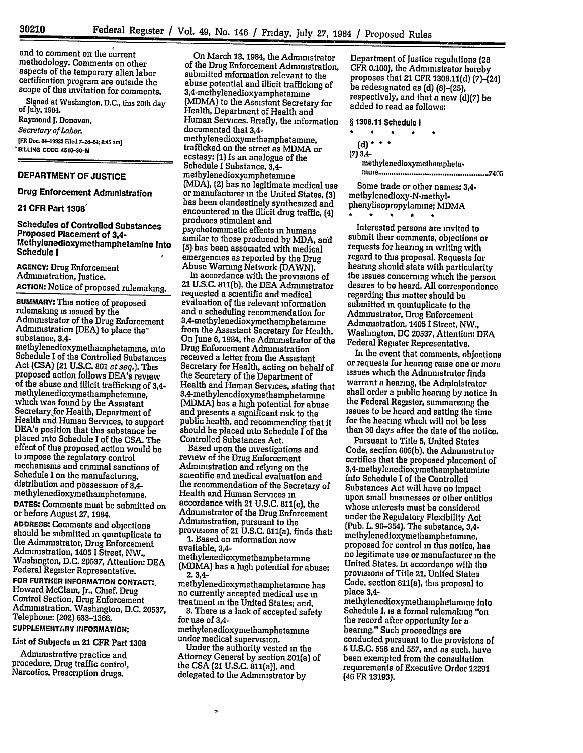and to comment on the current methodology. Comments on other aspects of the temporary alien labor certification program are outside the scope of this invitation for comments.

Signed at Washington, D.C., this 20th day of July, 1984.

Raymond J. Donovan,

*Secretary of Labor.*

[FR Doc. 84-19923 Filed 7-26-84; 8:45 am]

BILLING CODE 4510-30-M

---

## DEPARTMENT OF JUSTICE

### Drug Enforcement Administration

### 21 CFR Part 1308

### Schedules of Controlled Substances Proposed Placement of 3,4-Methylenedioxymethamphetamine Into Schedule I

**AGENCY:** Drug Enforcement Administration, Justice.

**ACTION:** Notice of proposed rulemaking.

**SUMMARY:** This notice of proposed rulemaking is issued by the Administrator of the Drug Enforcement Administration (DEA) to place the substance, 3,4-methylenedioxymethamphetamine, into Schedule I of the Controlled Substances Act (CSA) (21 U.S.C. 801 *et seq.*). This proposed action follows DEA's review of the abuse and illicit trafficking of 3,4-methylenedioxymethamphetamine, which was found by the Assistant Secretary for Health, Department of Health and Human Services, to support DEA's position that this substance be placed into Schedule I of the CSA. The effect of this proposed action would be to impose the regulatory control mechanisms and criminal sanctions of Schedule I on the manufacturing, distribution and possession of 3,4-methylenedioxymethamphetamine.

**DATES:** Comments must be submitted on or before August 27, 1984.

**ADDRESS:** Comments and objections should be submitted in quintuplicate to the Administrator, Drug Enforcement Administration, 1405 I Street, NW., Washington, D.C. 20537, Attention: DEA Federal Register Representative.

**FOR FURTHER INFORMATION CONTACT:** Howard McClain, Jr., Chief, Drug Control Section, Drug Enforcement Administration, Washington, D.C. 20537, Telephone: (202) 633-1366.

**SUPPLEMENTARY INFORMATION:**

List of Subjects in 21 CFR Part 1308

Administrative practice and procedure, Drug traffic control, Narcotics, Prescription drugs.

On March 13, 1984, the Administrator of the Drug Enforcement Administration, submitted information relevant to the abuse potential and illicit trafficking of 3,4-methylenedioxyamphetamine (MDMA) to the Assistant Secretary for Health, Department of Health and Human Services. Briefly, the information documented that 3,4-methylenedioxymethamphetamine, trafficked on the street as MDMA or ecstasy: (1) Is an analogue of the Schedule I Substance, 3,4-methylenedioxyamphetamine (MDA), (2) has no legitimate medical use or manufacturer in the United States, (3) has been clandestinely synthesized and encountered in the illicit drug traffic, (4) produces stimulant and psychotomimetic effects in humans similar to those produced by MDA, and (5) has been associated with medical emergencies as reported by the Drug Abuse Warning Network (DAWN).

In accordance with the provisions of 21 U.S.C. 811(b), the DEA Administrator requested a scientific and medical evaluation of the relevant information and a scheduling recommendation for 3,4-methylenedioxymethamphetamine from the Assistant Secretary for Health. On June 6, 1984, the Administrator of the Drug Enforcement Administration received a letter from the Assistant Secretary for Health, acting on behalf of the Secretary of the Department of Health and Human Services, stating that 3,4-methylenedioxymethamphetamine (MDMA) has a high potential for abuse and presents a significant risk to the public health, and recommending that it should be placed into Schedule I of the Controlled Substances Act.

Based upon the investigations and review of the Drug Enforcement Administration and relying on the scientific and medical evaluation and the recommendation of the Secretary of Health and Human Services in accordance with 21 U.S.C. 811(c), the Administrator of the Drug Enforcement Administration, pursuant to the provisions of 21 U.S.C. 811(a), finds that:

1. Based on information now available, 3,4-methylenedioxymethamphetamine (MDMA) has a high potential for abuse;
2. 3,4-methylenedioxymethamphetamine has no currently accepted medical use in treatment in the United States; and,
3. There is a lack of accepted safety for use of 3,4-methylenedioxymethamphetamine under medical supervision.

Under the authority vested in the Attorney General by section 201(a) of the CSA (21 U.S.C. 811(a)), and delegated to the Administrator by Department of Justice regulations (28 CFR 0.100), the Administrator hereby proposes that 21 CFR 1308.11(d) (7)-(24) be redesignated as (d) (8)-(25), respectively, and that a new (d)(7) be added to read as follows:

**§ 1308.11 Schedule I**

\* \* \* \* \*

(d) \* \* \*

(7) 3,4-methylenedioxymethamphetamine .......... 7405

Some trade or other names: 3,4-methylenedioxy-N-methyl-phenylisopropylamine; MDMA

\* \* \* \* \*

Interested persons are invited to submit their comments, objections or requests for hearing in writing with regard to this proposal. Requests for hearing should state with particularity the issues concerning which the person desires to be heard. All correspondence regarding this matter should be submitted in quintuplicate to the Administrator, Drug Enforcement Administration, 1405 I Street, NW., Washington, DC 20537, Attention: DEA Federal Register Representative.

In the event that comments, objections or requests for hearing raise one or more issues which the Administrator finds warrant a hearing, the Administrator shall order a public hearing by notice in the Federal Register, summarizing the issues to be heard and setting the time for the hearing which will not be less than 30 days after the date of the notice.

Pursuant to Title 5, United States Code, section 605(b), the Administrator certifies that the proposed placement of 3,4-methylenedioxymethamphetamine into Schedule I of the Controlled Substances Act will have no impact upon small businesses or other entities whose interests must be considered under the Regulatory Flexibility Act (Pub. L. 96-354). The substance, 3,4-methylenedioxymethamphetamine, proposed for control in this notice, has no legitimate use or manufacturer in the United States. In accordance with the provisions of Title 21, United States Code, section 811(a), this proposal to place 3,4-methylenedioxymethamphetamine into Schedule I, is a formal rulemaking "on the record after opportunity for a hearing." Such proceedings are conducted pursuant to the provisions of 5 U.S.C. 556 and 557, and as such, have been exempted from the consultation requirements of Executive Order 12291 (46 FR 13193).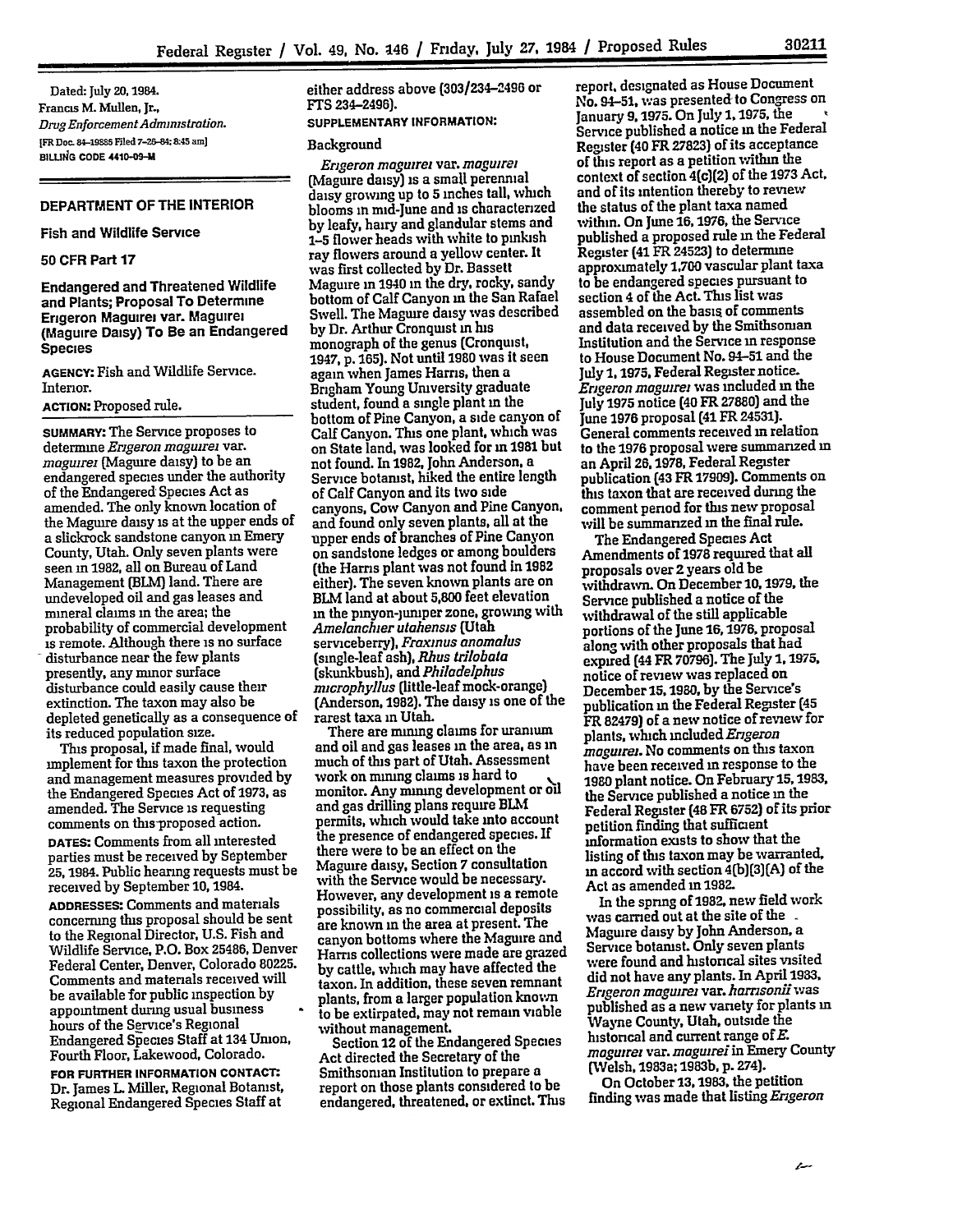Dated: July 20, 1984.

Francis M. Mullen, Jr.,

*Drug Enforcement Administration.*

[FR Doc. 84-19885 Filed 7-26-84; 8:45 am]

BILLING CODE 4410-09-M

## DEPARTMENT OF THE INTERIOR

### Fish and Wildlife Service

### 50 CFR Part 17

### Endangered and Threatened Wildlife and Plants; Proposal To Determine Erigeron Maguirei var. Maguirei (Maguire Daisy) To Be an Endangered Species

**AGENCY:** Fish and Wildlife Service, Interior.

**ACTION:** Proposed rule.

**SUMMARY:** The Service proposes to determine *Erigeron maguirei* var. *maguirei* (Maguire daisy) to be an endangered species under the authority of the Endangered Species Act as amended. The only known location of the Maguire daisy is at the upper ends of a slickrock sandstone canyon in Emery County, Utah. Only seven plants were seen in 1982, all on Bureau of Land Management (BLM) land. There are undeveloped oil and gas leases and mineral claims in the area; the probability of commercial development is remote. Although there is no surface disturbance near the few plants presently, any minor surface disturbance could easily cause their extinction. The taxon may also be depleted genetically as a consequence of its reduced population size.

This proposal, if made final, would implement for this taxon the protection and management measures provided by the Endangered Species Act of 1973, as amended. The Service is requesting comments on this proposed action.

**DATES:** Comments from all interested parties must be received by September 25, 1984. Public hearing requests must be received by September 10, 1984.

**ADDRESSES:** Comments and materials concerning this proposal should be sent to the Regional Director, U.S. Fish and Wildlife Service, P.O. Box 25486, Denver Federal Center, Denver, Colorado 80225. Comments and materials received will be available for public inspection by appointment during usual business hours of the Service's Regional Endangered Species Staff at 134 Union, Fourth Floor, Lakewood, Colorado.

**FOR FURTHER INFORMATION CONTACT:** Dr. James L. Miller, Regional Botanist, Regional Endangered Species Staff at either address above (303/234-2496 or FTS 234-2496).

**SUPPLEMENTARY INFORMATION:**

### Background

*Erigeron maguirei* var. *maguirei* (Maguire daisy) is a small perennial daisy growing up to 5 inches tall, which blooms in mid-June and is characterized by leafy, hairy and glandular stems and 1–5 flower heads with white to pinkish ray flowers around a yellow center. It was first collected by Dr. Bassett Maguire in 1940 in the dry, rocky, sandy bottom of Calf Canyon in the San Rafael Swell. The Maguire daisy was described by Dr. Arthur Cronquist in his monograph of the genus (Cronquist, 1947, p. 165). Not until 1980 was it seen again when James Harris, then a Brigham Young University graduate student, found a single plant in the bottom of Pine Canyon, a side canyon of Calf Canyon. This one plant, which was on State land, was looked for in 1981 but not found. In 1982, John Anderson, a Service botanist, hiked the entire length of Calf Canyon and its two side canyons, Cow Canyon and Pine Canyon, and found only seven plants, all at the upper ends of branches of Pine Canyon on sandstone ledges or among boulders (the Harris plant was not found in 1982 either). The seven known plants are on BLM land at about 5,800 feet elevation in the pinyon-juniper zone, growing with *Amelanchier utahensis* (Utah serviceberry), *Fraxinus anomalus* (single-leaf ash), *Rhus trilobata* (skunkbush), and *Philadelphus microphyllus* (little-leaf mock-orange) (Anderson, 1982). The daisy is one of the rarest taxa in Utah.

There are mining claims for uranium and oil and gas leases in the area, as in much of this part of Utah. Assessment work on mining claims is hard to monitor. Any mining development or oil and gas drilling plans require BLM permits, which would take into account the presence of endangered species. If there were to be an effect on the Maguire daisy, Section 7 consultation with the Service would be necessary. However, any development is a remote possibility, as no commercial deposits are known in the area at present. The canyon bottoms where the Maguire and Harris collections were made are grazed by cattle, which may have affected the taxon. In addition, these seven remnant plants, from a larger population known to be extirpated, may not remain viable without management.

Section 12 of the Endangered Species Act directed the Secretary of the Smithsonian Institution to prepare a report on those plants considered to be endangered, threatened, or extinct. This report, designated as House Document No. 94-51, was presented to Congress on January 9, 1975. On July 1, 1975, the Service published a notice in the Federal Register (40 FR 27823) of its acceptance of this report as a petition within the context of section 4(c)(2) of the 1973 Act, and of its intention thereby to review the status of the plant taxa named within. On June 16, 1976, the Service published a proposed rule in the Federal Register (41 FR 24523) to determine approximately 1,700 vascular plant taxa to be endangered species pursuant to section 4 of the Act. This list was assembled on the basis of comments and data received by the Smithsonian Institution and the Service in response to House Document No. 94-51 and the July 1, 1975, Federal Register notice. *Erigeron maguirei* was included in the July 1975 notice (40 FR 27880) and the June 1976 proposal (41 FR 24531). General comments received in relation to the 1976 proposal were summarized in an April 26, 1978, Federal Register publication (43 FR 17909). Comments on this taxon that are received during the comment period for this new proposal will be summarized in the final rule.

The Endangered Species Act Amendments of 1978 required that all proposals over 2 years old be withdrawn. On December 10, 1979, the Service published a notice of the withdrawal of the still applicable portions of the June 16, 1976, proposal along with other proposals that had expired (44 FR 70796). The July 1, 1975, notice of review was replaced on December 15, 1980, by the Service's publication in the Federal Register (45 FR 82479) of a new notice of review for plants, which included *Erigeron maguirei*. No comments on this taxon have been received in response to the 1980 plant notice. On February 15, 1983, the Service published a notice in the Federal Register (48 FR 6752) of its prior petition finding that sufficient information exists to show that the listing of this taxon may be warranted, in accord with section 4(b)(3)(A) of the Act as amended in 1982.

In the spring of 1982, new field work was carried out at the site of the Maguire daisy by John Anderson, a Service botanist. Only seven plants were found and historical sites visited did not have any plants. In April 1983, *Erigeron maguirei* var. *harrisonii* was published as a new variety for plants in Wayne County, Utah, outside the historical and current range of *E. maguirei* var. *maguirei* in Emery County (Welsh, 1983a; 1983b, p. 274).

On October 13, 1983, the petition finding was made that listing *Erigeron*